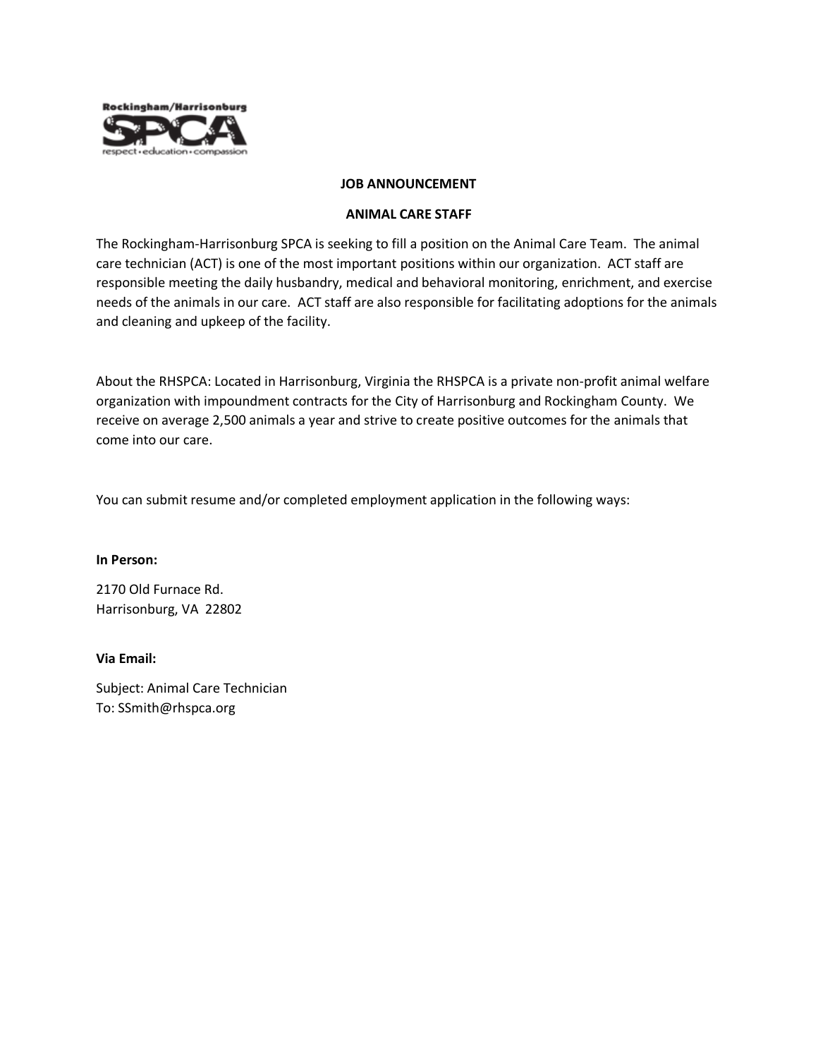Rockingham/Harrisonburg SPCA
respect • education • compassion

## JOB ANNOUNCEMENT

## ANIMAL CARE STAFF

The Rockingham-Harrisonburg SPCA is seeking to fill a position on the Animal Care Team. The animal care technician (ACT) is one of the most important positions within our organization. ACT staff are responsible meeting the daily husbandry, medical and behavioral monitoring, enrichment, and exercise needs of the animals in our care. ACT staff are also responsible for facilitating adoptions for the animals and cleaning and upkeep of the facility.

About the RHSPCA: Located in Harrisonburg, Virginia the RHSPCA is a private non-profit animal welfare organization with impoundment contracts for the City of Harrisonburg and Rockingham County. We receive on average 2,500 animals a year and strive to create positive outcomes for the animals that come into our care.

You can submit resume and/or completed employment application in the following ways:

**In Person:**

2170 Old Furnace Rd.
Harrisonburg, VA 22802

**Via Email:**

Subject: Animal Care Technician
To: SSmith@rhspca.org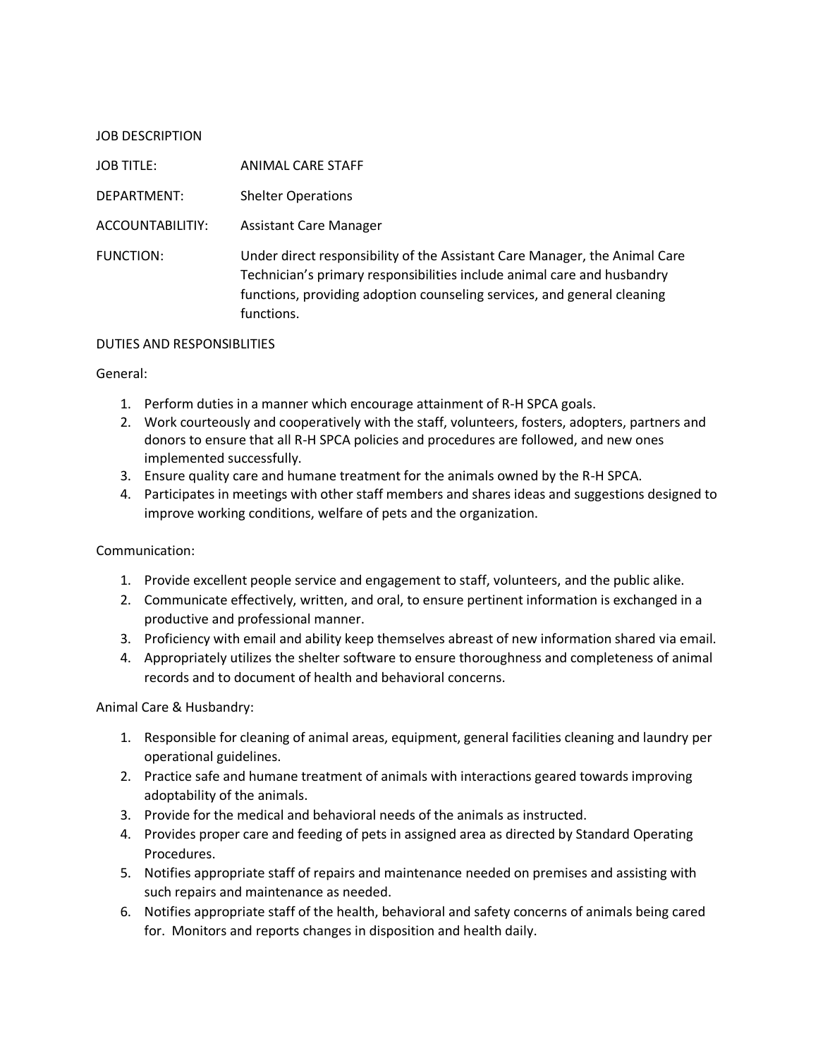JOB DESCRIPTION

| | |
|---|---|
| JOB TITLE: | ANIMAL CARE STAFF |
| DEPARTMENT: | Shelter Operations |
| ACCOUNTABILITIY: | Assistant Care Manager |
| FUNCTION: | Under direct responsibility of the Assistant Care Manager, the Animal Care Technician's primary responsibilities include animal care and husbandry functions, providing adoption counseling services, and general cleaning functions. |

DUTIES AND RESPONSIBLITIES

General:

1. Perform duties in a manner which encourage attainment of R-H SPCA goals.
2. Work courteously and cooperatively with the staff, volunteers, fosters, adopters, partners and donors to ensure that all R-H SPCA policies and procedures are followed, and new ones implemented successfully.
3. Ensure quality care and humane treatment for the animals owned by the R-H SPCA.
4. Participates in meetings with other staff members and shares ideas and suggestions designed to improve working conditions, welfare of pets and the organization.

Communication:

1. Provide excellent people service and engagement to staff, volunteers, and the public alike.
2. Communicate effectively, written, and oral, to ensure pertinent information is exchanged in a productive and professional manner.
3. Proficiency with email and ability keep themselves abreast of new information shared via email.
4. Appropriately utilizes the shelter software to ensure thoroughness and completeness of animal records and to document of health and behavioral concerns.

Animal Care & Husbandry:

1. Responsible for cleaning of animal areas, equipment, general facilities cleaning and laundry per operational guidelines.
2. Practice safe and humane treatment of animals with interactions geared towards improving adoptability of the animals.
3. Provide for the medical and behavioral needs of the animals as instructed.
4. Provides proper care and feeding of pets in assigned area as directed by Standard Operating Procedures.
5. Notifies appropriate staff of repairs and maintenance needed on premises and assisting with such repairs and maintenance as needed.
6. Notifies appropriate staff of the health, behavioral and safety concerns of animals being cared for. Monitors and reports changes in disposition and health daily.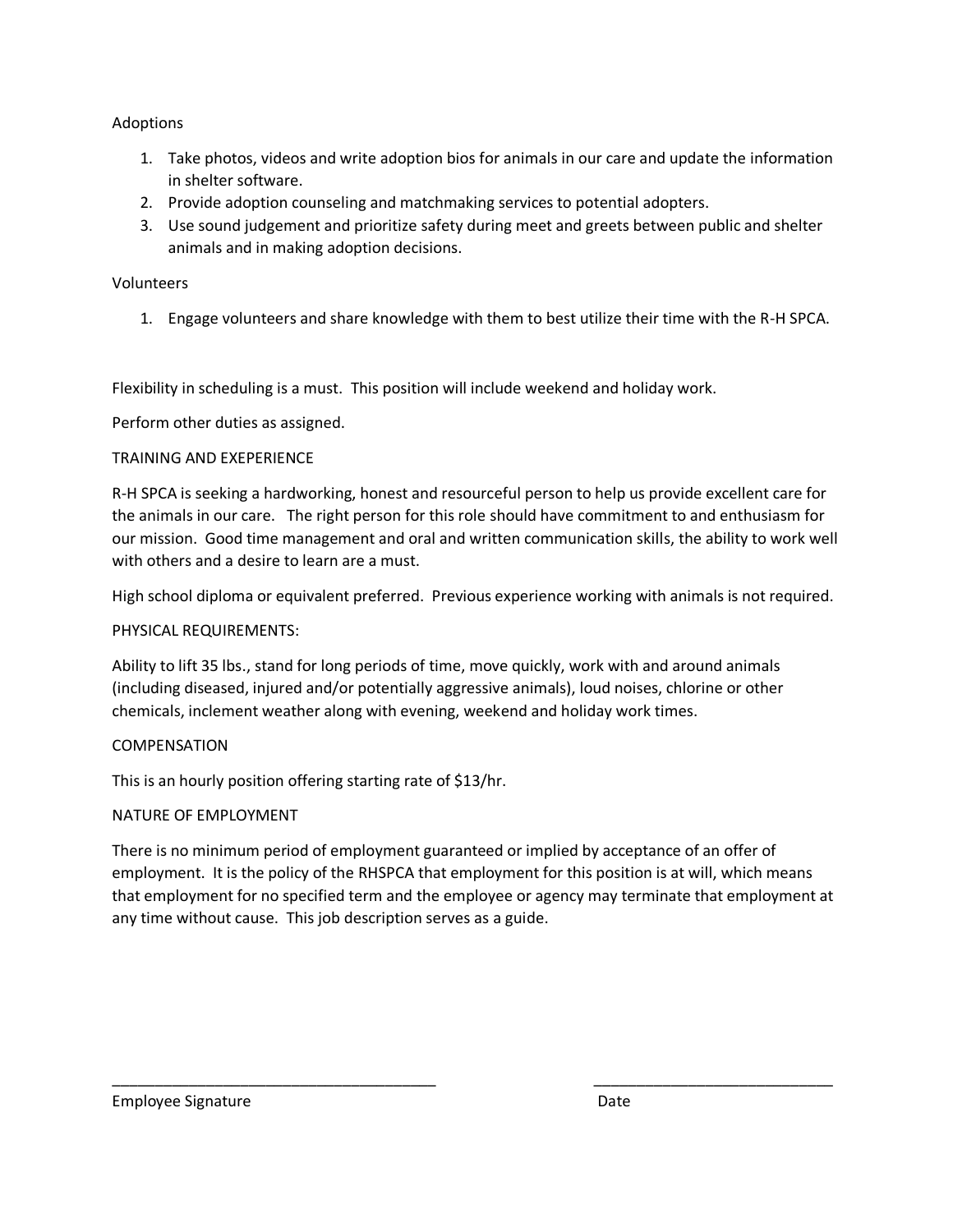Adoptions

1. Take photos, videos and write adoption bios for animals in our care and update the information in shelter software.
2. Provide adoption counseling and matchmaking services to potential adopters.
3. Use sound judgement and prioritize safety during meet and greets between public and shelter animals and in making adoption decisions.

Volunteers

1. Engage volunteers and share knowledge with them to best utilize their time with the R-H SPCA.

Flexibility in scheduling is a must. This position will include weekend and holiday work.

Perform other duties as assigned.

TRAINING AND EXEPERIENCE

R-H SPCA is seeking a hardworking, honest and resourceful person to help us provide excellent care for the animals in our care. The right person for this role should have commitment to and enthusiasm for our mission. Good time management and oral and written communication skills, the ability to work well with others and a desire to learn are a must.

High school diploma or equivalent preferred. Previous experience working with animals is not required.

PHYSICAL REQUIREMENTS:

Ability to lift 35 lbs., stand for long periods of time, move quickly, work with and around animals (including diseased, injured and/or potentially aggressive animals), loud noises, chlorine or other chemicals, inclement weather along with evening, weekend and holiday work times.

COMPENSATION

This is an hourly position offering starting rate of $13/hr.

NATURE OF EMPLOYMENT

There is no minimum period of employment guaranteed or implied by acceptance of an offer of employment. It is the policy of the RHSPCA that employment for this position is at will, which means that employment for no specified term and the employee or agency may terminate that employment at any time without cause. This job description serves as a guide.

_______________________________________ _____________________________

Employee Signature Date